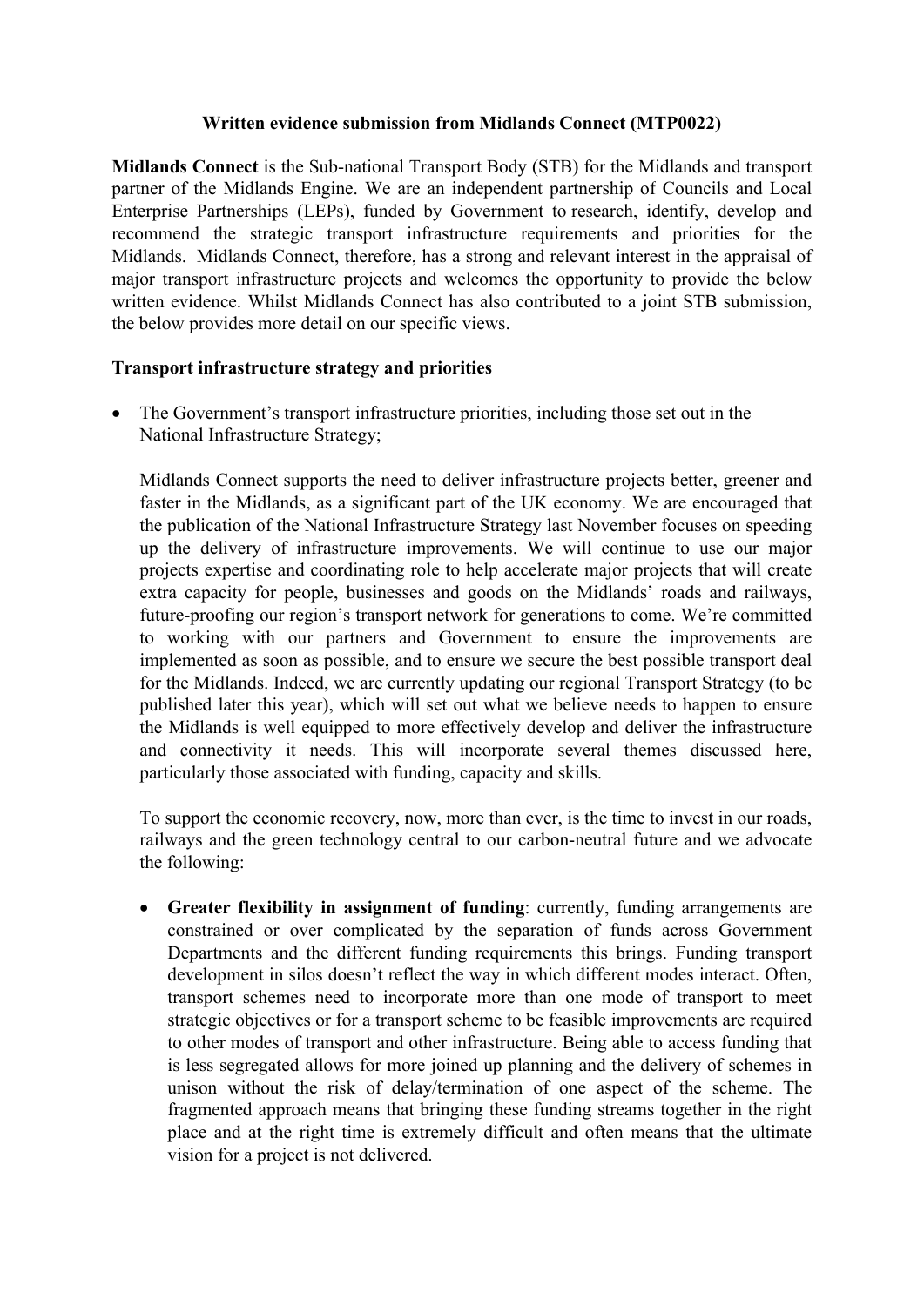**Written evidence submission from Midlands Connect (MTP0022)**

**Midlands Connect** is the Sub-national Transport Body (STB) for the Midlands and transport partner of the Midlands Engine. We are an independent partnership of Councils and Local Enterprise Partnerships (LEPs), funded by Government to research, identify, develop and recommend the strategic transport infrastructure requirements and priorities for the Midlands. Midlands Connect, therefore, has a strong and relevant interest in the appraisal of major transport infrastructure projects and welcomes the opportunity to provide the below written evidence. Whilst Midlands Connect has also contributed to a joint STB submission, the below provides more detail on our specific views.

**Transport infrastructure strategy and priorities**

- The Government's transport infrastructure priorities, including those set out in the National Infrastructure Strategy;

  Midlands Connect supports the need to deliver infrastructure projects better, greener and faster in the Midlands, as a significant part of the UK economy. We are encouraged that the publication of the National Infrastructure Strategy last November focuses on speeding up the delivery of infrastructure improvements. We will continue to use our major projects expertise and coordinating role to help accelerate major projects that will create extra capacity for people, businesses and goods on the Midlands' roads and railways, future-proofing our region's transport network for generations to come. We're committed to working with our partners and Government to ensure the improvements are implemented as soon as possible, and to ensure we secure the best possible transport deal for the Midlands. Indeed, we are currently updating our regional Transport Strategy (to be published later this year), which will set out what we believe needs to happen to ensure the Midlands is well equipped to more effectively develop and deliver the infrastructure and connectivity it needs. This will incorporate several themes discussed here, particularly those associated with funding, capacity and skills.

  To support the economic recovery, now, more than ever, is the time to invest in our roads, railways and the green technology central to our carbon-neutral future and we advocate the following:

  - **Greater flexibility in assignment of funding**: currently, funding arrangements are constrained or over complicated by the separation of funds across Government Departments and the different funding requirements this brings. Funding transport development in silos doesn't reflect the way in which different modes interact. Often, transport schemes need to incorporate more than one mode of transport to meet strategic objectives or for a transport scheme to be feasible improvements are required to other modes of transport and other infrastructure. Being able to access funding that is less segregated allows for more joined up planning and the delivery of schemes in unison without the risk of delay/termination of one aspect of the scheme. The fragmented approach means that bringing these funding streams together in the right place and at the right time is extremely difficult and often means that the ultimate vision for a project is not delivered.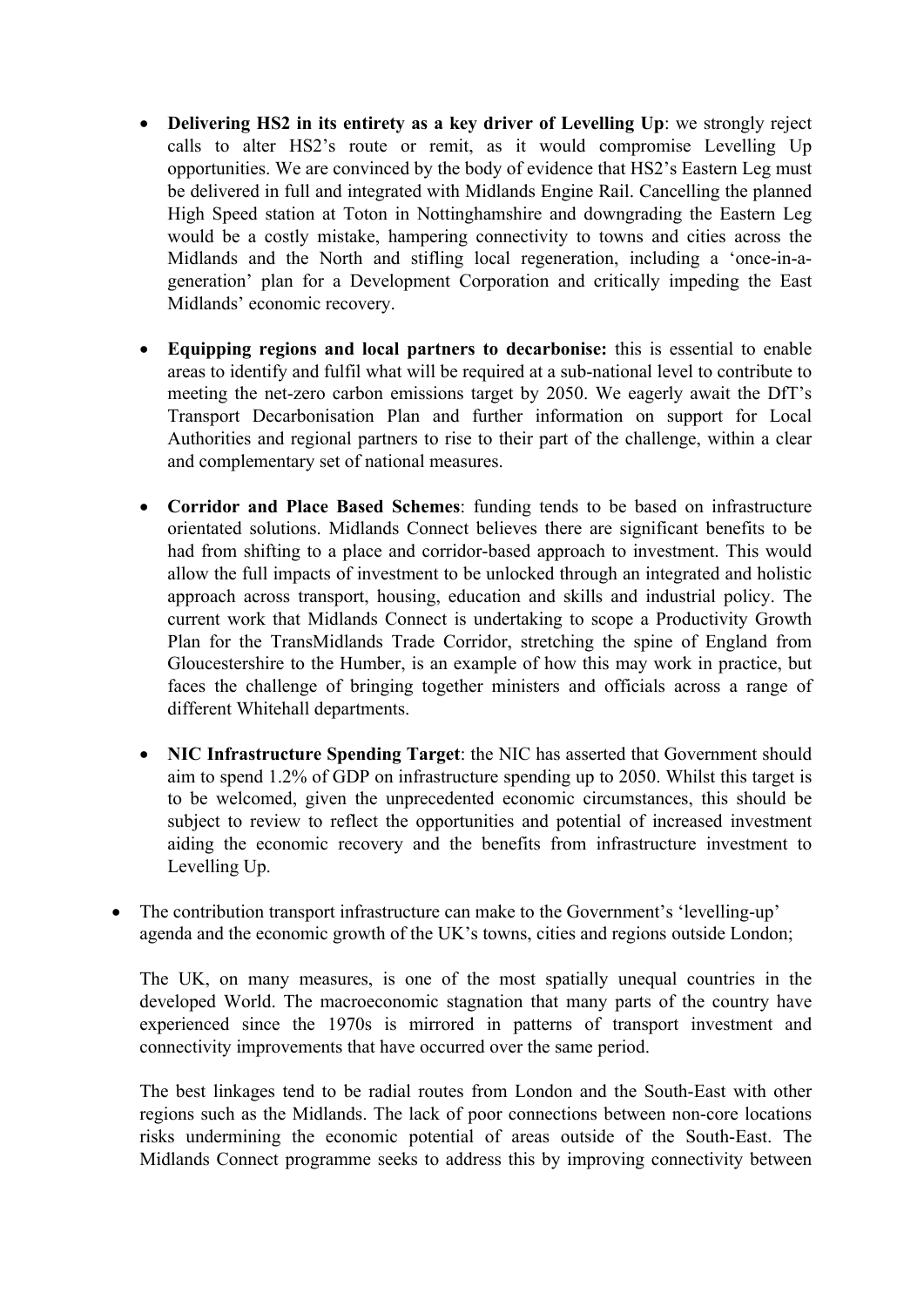- **Delivering HS2 in its entirety as a key driver of Levelling Up**: we strongly reject calls to alter HS2's route or remit, as it would compromise Levelling Up opportunities. We are convinced by the body of evidence that HS2's Eastern Leg must be delivered in full and integrated with Midlands Engine Rail. Cancelling the planned High Speed station at Toton in Nottinghamshire and downgrading the Eastern Leg would be a costly mistake, hampering connectivity to towns and cities across the Midlands and the North and stifling local regeneration, including a 'once-in-a-generation' plan for a Development Corporation and critically impeding the East Midlands' economic recovery.

- **Equipping regions and local partners to decarbonise:** this is essential to enable areas to identify and fulfil what will be required at a sub-national level to contribute to meeting the net-zero carbon emissions target by 2050. We eagerly await the DfT's Transport Decarbonisation Plan and further information on support for Local Authorities and regional partners to rise to their part of the challenge, within a clear and complementary set of national measures.

- **Corridor and Place Based Schemes**: funding tends to be based on infrastructure orientated solutions. Midlands Connect believes there are significant benefits to be had from shifting to a place and corridor-based approach to investment. This would allow the full impacts of investment to be unlocked through an integrated and holistic approach across transport, housing, education and skills and industrial policy. The current work that Midlands Connect is undertaking to scope a Productivity Growth Plan for the TransMidlands Trade Corridor, stretching the spine of England from Gloucestershire to the Humber, is an example of how this may work in practice, but faces the challenge of bringing together ministers and officials across a range of different Whitehall departments.

- **NIC Infrastructure Spending Target**: the NIC has asserted that Government should aim to spend 1.2% of GDP on infrastructure spending up to 2050. Whilst this target is to be welcomed, given the unprecedented economic circumstances, this should be subject to review to reflect the opportunities and potential of increased investment aiding the economic recovery and the benefits from infrastructure investment to Levelling Up.

- The contribution transport infrastructure can make to the Government's 'levelling-up' agenda and the economic growth of the UK's towns, cities and regions outside London;

  The UK, on many measures, is one of the most spatially unequal countries in the developed World. The macroeconomic stagnation that many parts of the country have experienced since the 1970s is mirrored in patterns of transport investment and connectivity improvements that have occurred over the same period.

  The best linkages tend to be radial routes from London and the South-East with other regions such as the Midlands. The lack of poor connections between non-core locations risks undermining the economic potential of areas outside of the South-East. The Midlands Connect programme seeks to address this by improving connectivity between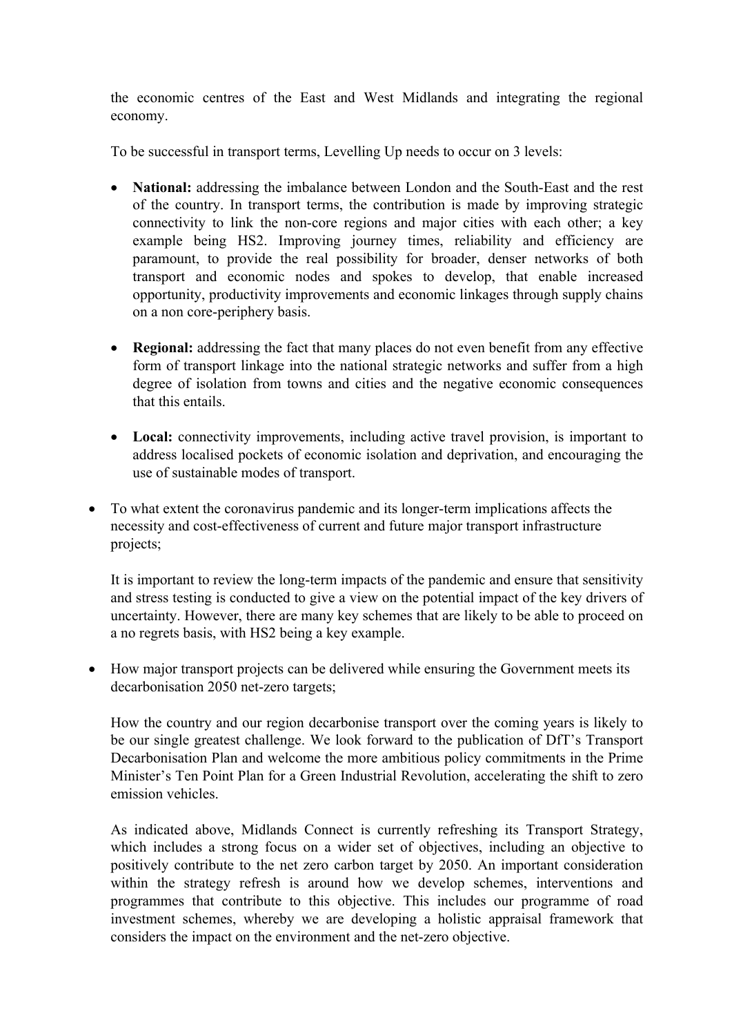the economic centres of the East and West Midlands and integrating the regional economy.

To be successful in transport terms, Levelling Up needs to occur on 3 levels:

- **National:** addressing the imbalance between London and the South-East and the rest of the country. In transport terms, the contribution is made by improving strategic connectivity to link the non-core regions and major cities with each other; a key example being HS2. Improving journey times, reliability and efficiency are paramount, to provide the real possibility for broader, denser networks of both transport and economic nodes and spokes to develop, that enable increased opportunity, productivity improvements and economic linkages through supply chains on a non core-periphery basis.

- **Regional:** addressing the fact that many places do not even benefit from any effective form of transport linkage into the national strategic networks and suffer from a high degree of isolation from towns and cities and the negative economic consequences that this entails.

- **Local:** connectivity improvements, including active travel provision, is important to address localised pockets of economic isolation and deprivation, and encouraging the use of sustainable modes of transport.

- To what extent the coronavirus pandemic and its longer-term implications affects the necessity and cost-effectiveness of current and future major transport infrastructure projects;

  It is important to review the long-term impacts of the pandemic and ensure that sensitivity and stress testing is conducted to give a view on the potential impact of the key drivers of uncertainty. However, there are many key schemes that are likely to be able to proceed on a no regrets basis, with HS2 being a key example.

- How major transport projects can be delivered while ensuring the Government meets its decarbonisation 2050 net-zero targets;

  How the country and our region decarbonise transport over the coming years is likely to be our single greatest challenge. We look forward to the publication of DfT's Transport Decarbonisation Plan and welcome the more ambitious policy commitments in the Prime Minister's Ten Point Plan for a Green Industrial Revolution, accelerating the shift to zero emission vehicles.

  As indicated above, Midlands Connect is currently refreshing its Transport Strategy, which includes a strong focus on a wider set of objectives, including an objective to positively contribute to the net zero carbon target by 2050. An important consideration within the strategy refresh is around how we develop schemes, interventions and programmes that contribute to this objective. This includes our programme of road investment schemes, whereby we are developing a holistic appraisal framework that considers the impact on the environment and the net-zero objective.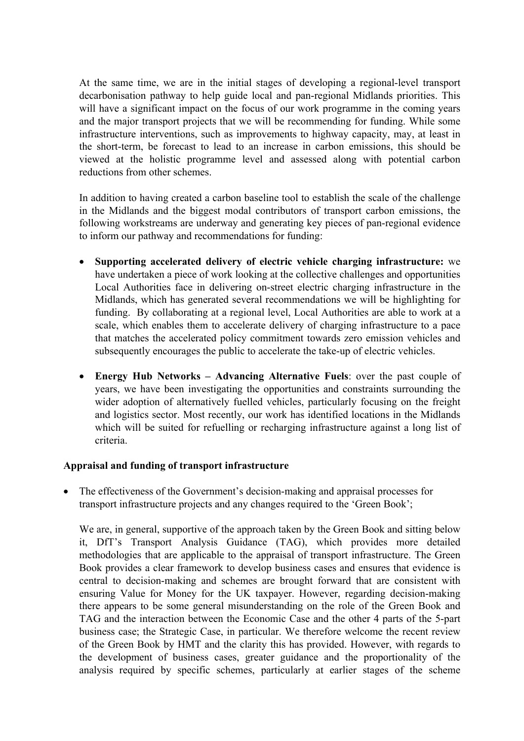At the same time, we are in the initial stages of developing a regional-level transport decarbonisation pathway to help guide local and pan-regional Midlands priorities. This will have a significant impact on the focus of our work programme in the coming years and the major transport projects that we will be recommending for funding. While some infrastructure interventions, such as improvements to highway capacity, may, at least in the short-term, be forecast to lead to an increase in carbon emissions, this should be viewed at the holistic programme level and assessed along with potential carbon reductions from other schemes.

In addition to having created a carbon baseline tool to establish the scale of the challenge in the Midlands and the biggest modal contributors of transport carbon emissions, the following workstreams are underway and generating key pieces of pan-regional evidence to inform our pathway and recommendations for funding:

- **Supporting accelerated delivery of electric vehicle charging infrastructure:** we have undertaken a piece of work looking at the collective challenges and opportunities Local Authorities face in delivering on-street electric charging infrastructure in the Midlands, which has generated several recommendations we will be highlighting for funding. By collaborating at a regional level, Local Authorities are able to work at a scale, which enables them to accelerate delivery of charging infrastructure to a pace that matches the accelerated policy commitment towards zero emission vehicles and subsequently encourages the public to accelerate the take-up of electric vehicles.

- **Energy Hub Networks – Advancing Alternative Fuels**: over the past couple of years, we have been investigating the opportunities and constraints surrounding the wider adoption of alternatively fuelled vehicles, particularly focusing on the freight and logistics sector. Most recently, our work has identified locations in the Midlands which will be suited for refuelling or recharging infrastructure against a long list of criteria.

**Appraisal and funding of transport infrastructure**

- The effectiveness of the Government's decision-making and appraisal processes for transport infrastructure projects and any changes required to the 'Green Book';

  We are, in general, supportive of the approach taken by the Green Book and sitting below it, DfT's Transport Analysis Guidance (TAG), which provides more detailed methodologies that are applicable to the appraisal of transport infrastructure. The Green Book provides a clear framework to develop business cases and ensures that evidence is central to decision-making and schemes are brought forward that are consistent with ensuring Value for Money for the UK taxpayer. However, regarding decision-making there appears to be some general misunderstanding on the role of the Green Book and TAG and the interaction between the Economic Case and the other 4 parts of the 5-part business case; the Strategic Case, in particular. We therefore welcome the recent review of the Green Book by HMT and the clarity this has provided. However, with regards to the development of business cases, greater guidance and the proportionality of the analysis required by specific schemes, particularly at earlier stages of the scheme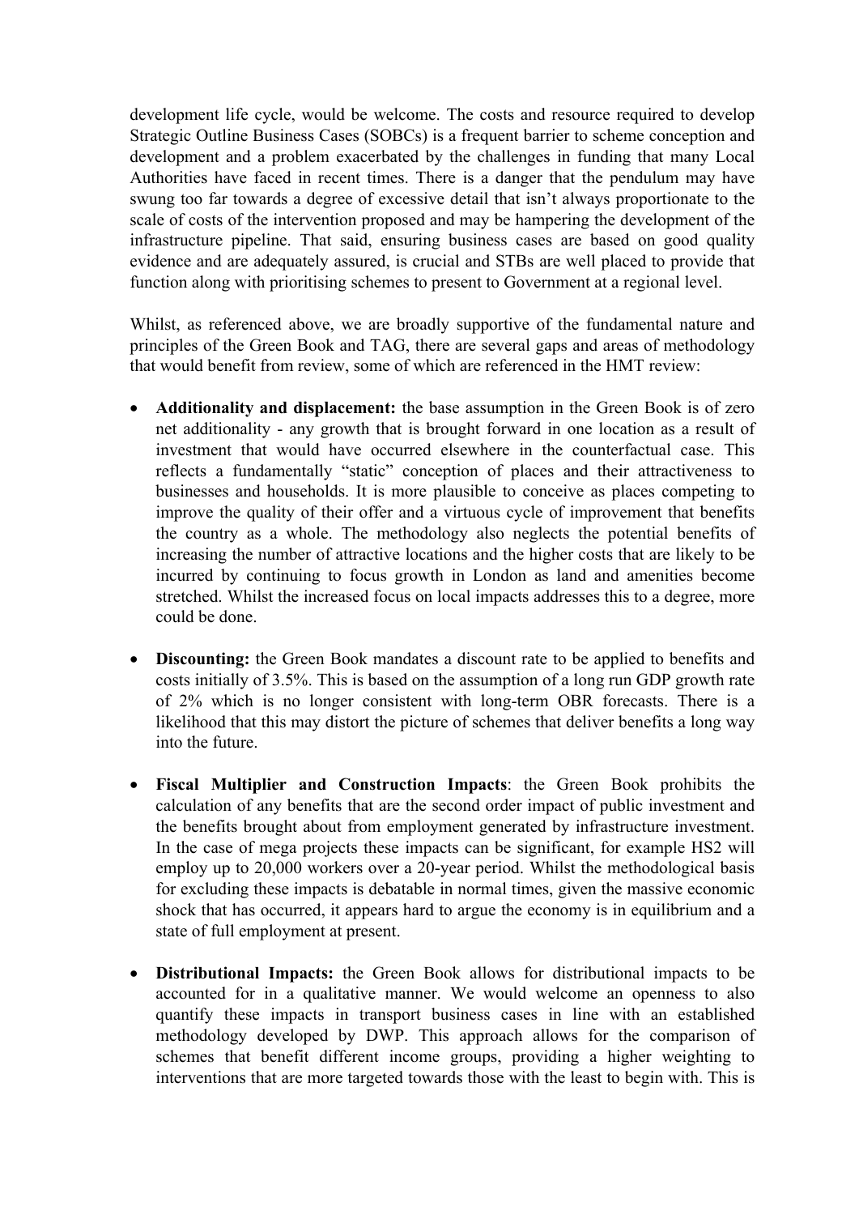development life cycle, would be welcome. The costs and resource required to develop Strategic Outline Business Cases (SOBCs) is a frequent barrier to scheme conception and development and a problem exacerbated by the challenges in funding that many Local Authorities have faced in recent times. There is a danger that the pendulum may have swung too far towards a degree of excessive detail that isn't always proportionate to the scale of costs of the intervention proposed and may be hampering the development of the infrastructure pipeline. That said, ensuring business cases are based on good quality evidence and are adequately assured, is crucial and STBs are well placed to provide that function along with prioritising schemes to present to Government at a regional level.

Whilst, as referenced above, we are broadly supportive of the fundamental nature and principles of the Green Book and TAG, there are several gaps and areas of methodology that would benefit from review, some of which are referenced in the HMT review:

- **Additionality and displacement:** the base assumption in the Green Book is of zero net additionality - any growth that is brought forward in one location as a result of investment that would have occurred elsewhere in the counterfactual case. This reflects a fundamentally "static" conception of places and their attractiveness to businesses and households. It is more plausible to conceive as places competing to improve the quality of their offer and a virtuous cycle of improvement that benefits the country as a whole. The methodology also neglects the potential benefits of increasing the number of attractive locations and the higher costs that are likely to be incurred by continuing to focus growth in London as land and amenities become stretched. Whilst the increased focus on local impacts addresses this to a degree, more could be done.

- **Discounting:** the Green Book mandates a discount rate to be applied to benefits and costs initially of 3.5%. This is based on the assumption of a long run GDP growth rate of 2% which is no longer consistent with long-term OBR forecasts. There is a likelihood that this may distort the picture of schemes that deliver benefits a long way into the future.

- **Fiscal Multiplier and Construction Impacts**: the Green Book prohibits the calculation of any benefits that are the second order impact of public investment and the benefits brought about from employment generated by infrastructure investment. In the case of mega projects these impacts can be significant, for example HS2 will employ up to 20,000 workers over a 20-year period. Whilst the methodological basis for excluding these impacts is debatable in normal times, given the massive economic shock that has occurred, it appears hard to argue the economy is in equilibrium and a state of full employment at present.

- **Distributional Impacts:** the Green Book allows for distributional impacts to be accounted for in a qualitative manner. We would welcome an openness to also quantify these impacts in transport business cases in line with an established methodology developed by DWP. This approach allows for the comparison of schemes that benefit different income groups, providing a higher weighting to interventions that are more targeted towards those with the least to begin with. This is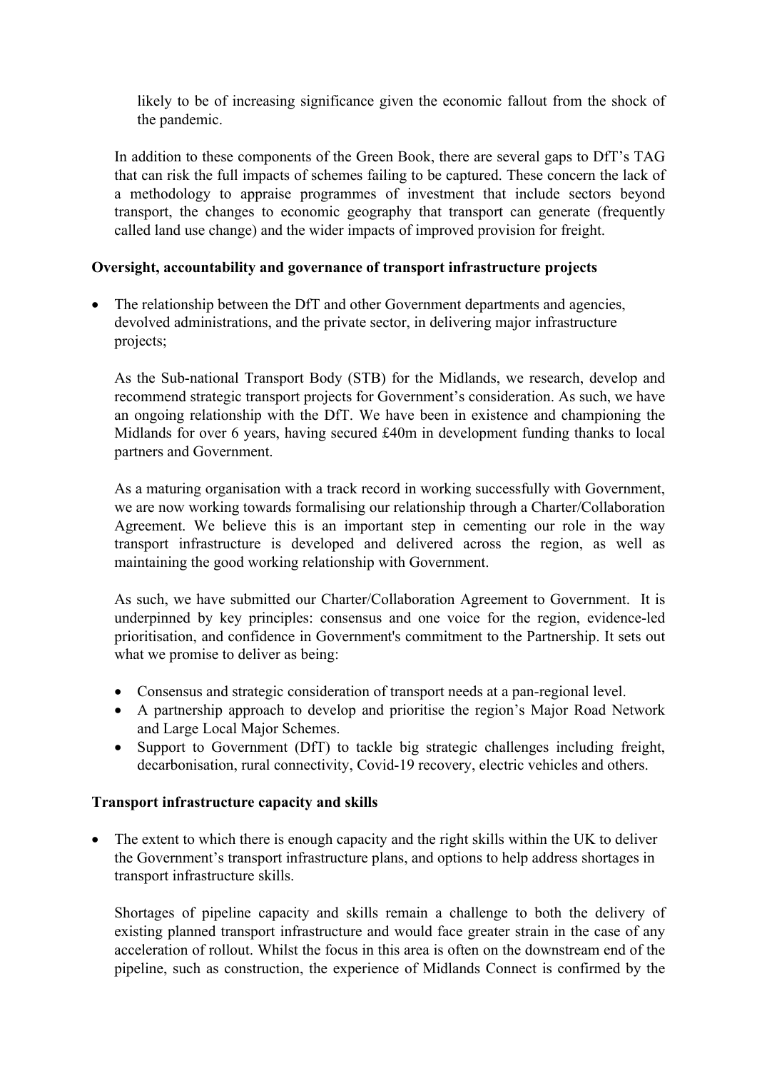likely to be of increasing significance given the economic fallout from the shock of the pandemic.

In addition to these components of the Green Book, there are several gaps to DfT's TAG that can risk the full impacts of schemes failing to be captured. These concern the lack of a methodology to appraise programmes of investment that include sectors beyond transport, the changes to economic geography that transport can generate (frequently called land use change) and the wider impacts of improved provision for freight.

**Oversight, accountability and governance of transport infrastructure projects**

- The relationship between the DfT and other Government departments and agencies, devolved administrations, and the private sector, in delivering major infrastructure projects;

  As the Sub-national Transport Body (STB) for the Midlands, we research, develop and recommend strategic transport projects for Government's consideration. As such, we have an ongoing relationship with the DfT. We have been in existence and championing the Midlands for over 6 years, having secured £40m in development funding thanks to local partners and Government.

  As a maturing organisation with a track record in working successfully with Government, we are now working towards formalising our relationship through a Charter/Collaboration Agreement. We believe this is an important step in cementing our role in the way transport infrastructure is developed and delivered across the region, as well as maintaining the good working relationship with Government.

  As such, we have submitted our Charter/Collaboration Agreement to Government. It is underpinned by key principles: consensus and one voice for the region, evidence-led prioritisation, and confidence in Government's commitment to the Partnership. It sets out what we promise to deliver as being:

  - Consensus and strategic consideration of transport needs at a pan-regional level.
  - A partnership approach to develop and prioritise the region's Major Road Network and Large Local Major Schemes.
  - Support to Government (DfT) to tackle big strategic challenges including freight, decarbonisation, rural connectivity, Covid-19 recovery, electric vehicles and others.

**Transport infrastructure capacity and skills**

- The extent to which there is enough capacity and the right skills within the UK to deliver the Government's transport infrastructure plans, and options to help address shortages in transport infrastructure skills.

  Shortages of pipeline capacity and skills remain a challenge to both the delivery of existing planned transport infrastructure and would face greater strain in the case of any acceleration of rollout. Whilst the focus in this area is often on the downstream end of the pipeline, such as construction, the experience of Midlands Connect is confirmed by the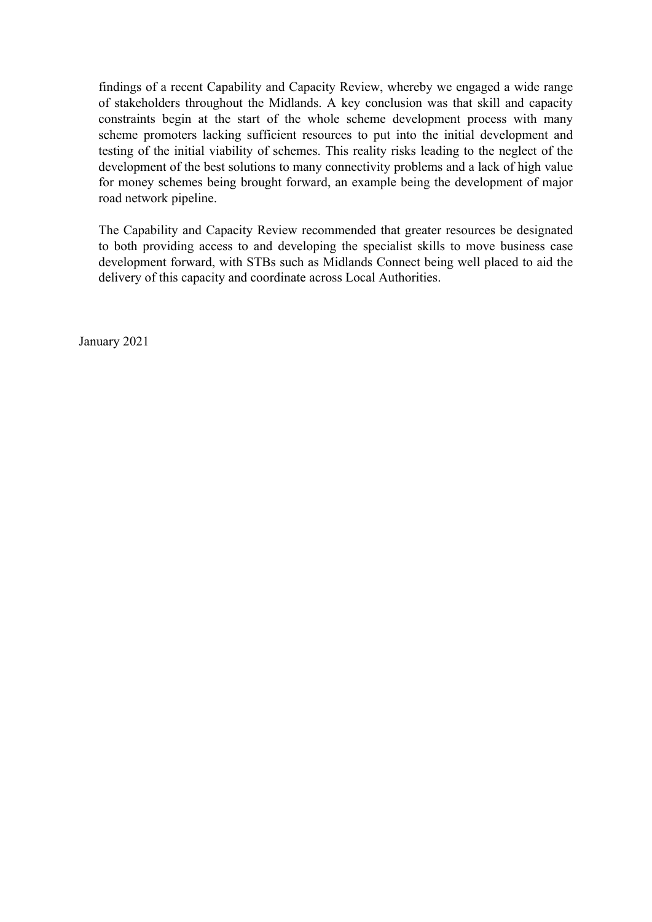findings of a recent Capability and Capacity Review, whereby we engaged a wide range of stakeholders throughout the Midlands. A key conclusion was that skill and capacity constraints begin at the start of the whole scheme development process with many scheme promoters lacking sufficient resources to put into the initial development and testing of the initial viability of schemes. This reality risks leading to the neglect of the development of the best solutions to many connectivity problems and a lack of high value for money schemes being brought forward, an example being the development of major road network pipeline.

The Capability and Capacity Review recommended that greater resources be designated to both providing access to and developing the specialist skills to move business case development forward, with STBs such as Midlands Connect being well placed to aid the delivery of this capacity and coordinate across Local Authorities.

January 2021